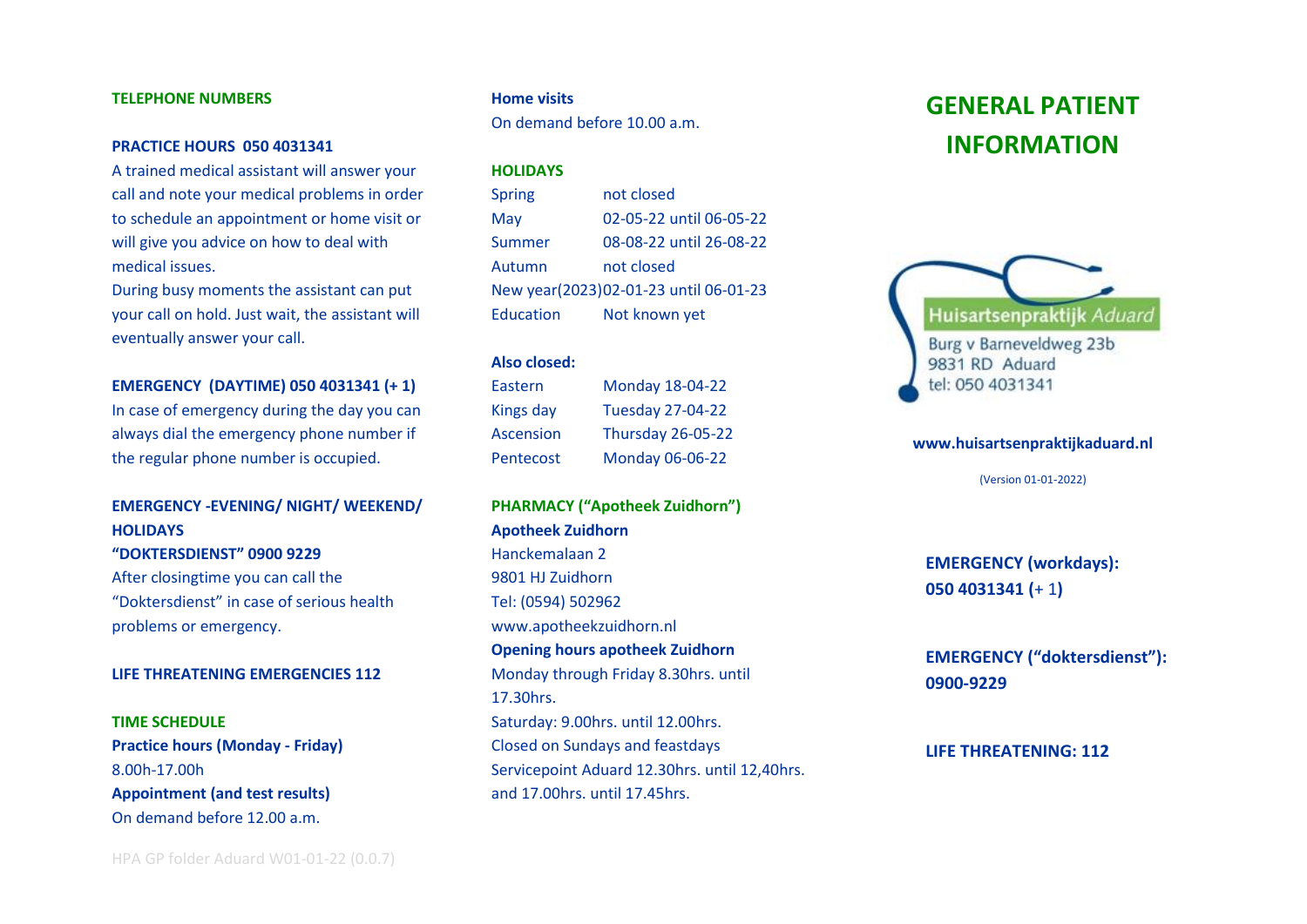## TELEPHONE NUMBERS

**PRACTICE HOURS 050 4031341**

A trained medical assistant will answer your call and note your medical problems in order to schedule an appointment or home visit or will give you advice on how to deal with medical issues.

During busy moments the assistant can put your call on hold. Just wait, the assistant will eventually answer your call.

**EMERGENCY (DAYTIME) 050 4031341 (+ 1)**

In case of emergency during the day you can always dial the emergency phone number if the regular phone number is occupied.

**EMERGENCY -EVENING/ NIGHT/ WEEKEND/ HOLIDAYS**

**"DOKTERSDIENST" 0900 9229**

After closingtime you can call the "Doktersdienst" in case of serious health problems or emergency.

**LIFE THREATENING EMERGENCIES 112**

## TIME SCHEDULE

**Practice hours (Monday - Friday)**

8.00h-17.00h

**Appointment (and test results)**

On demand before 12.00 a.m.

**Home visits**

On demand before 10.00 a.m.

## HOLIDAYS

| | |
|---|---|
| Spring | not closed |
| May | 02-05-22 until 06-05-22 |
| Summer | 08-08-22 until 26-08-22 |
| Autumn | not closed |
| New year(2023) | 02-01-23 until 06-01-23 |
| Education | Not known yet |

**Also closed:**

| | |
|---|---|
| Eastern | Monday 18-04-22 |
| Kings day | Tuesday 27-04-22 |
| Ascension | Thursday 26-05-22 |
| Pentecost | Monday 06-06-22 |

## PHARMACY ("Apotheek Zuidhorn")

**Apotheek Zuidhorn**

Hanckemalaan 2
9801 HJ Zuidhorn
Tel: (0594) 502962
www.apotheekzuidhorn.nl

**Opening hours apotheek Zuidhorn**

Monday through Friday 8.30hrs. until 17.30hrs.
Saturday: 9.00hrs. until 12.00hrs.
Closed on Sundays and feastdays
Servicepoint Aduard 12.30hrs. until 12,40hrs. and 17.00hrs. until 17.45hrs.

# GENERAL PATIENT INFORMATION

Huisartsenpraktijk Aduard
Burg v Barneveldweg 23b
9831 RD Aduard
tel: 050 4031341

**www.huisartsenpraktijkaduard.nl**

(Version 01-01-2022)

**EMERGENCY (workdays): 050 4031341 (+ 1)**

**EMERGENCY ("doktersdienst"): 0900-9229**

**LIFE THREATENING: 112**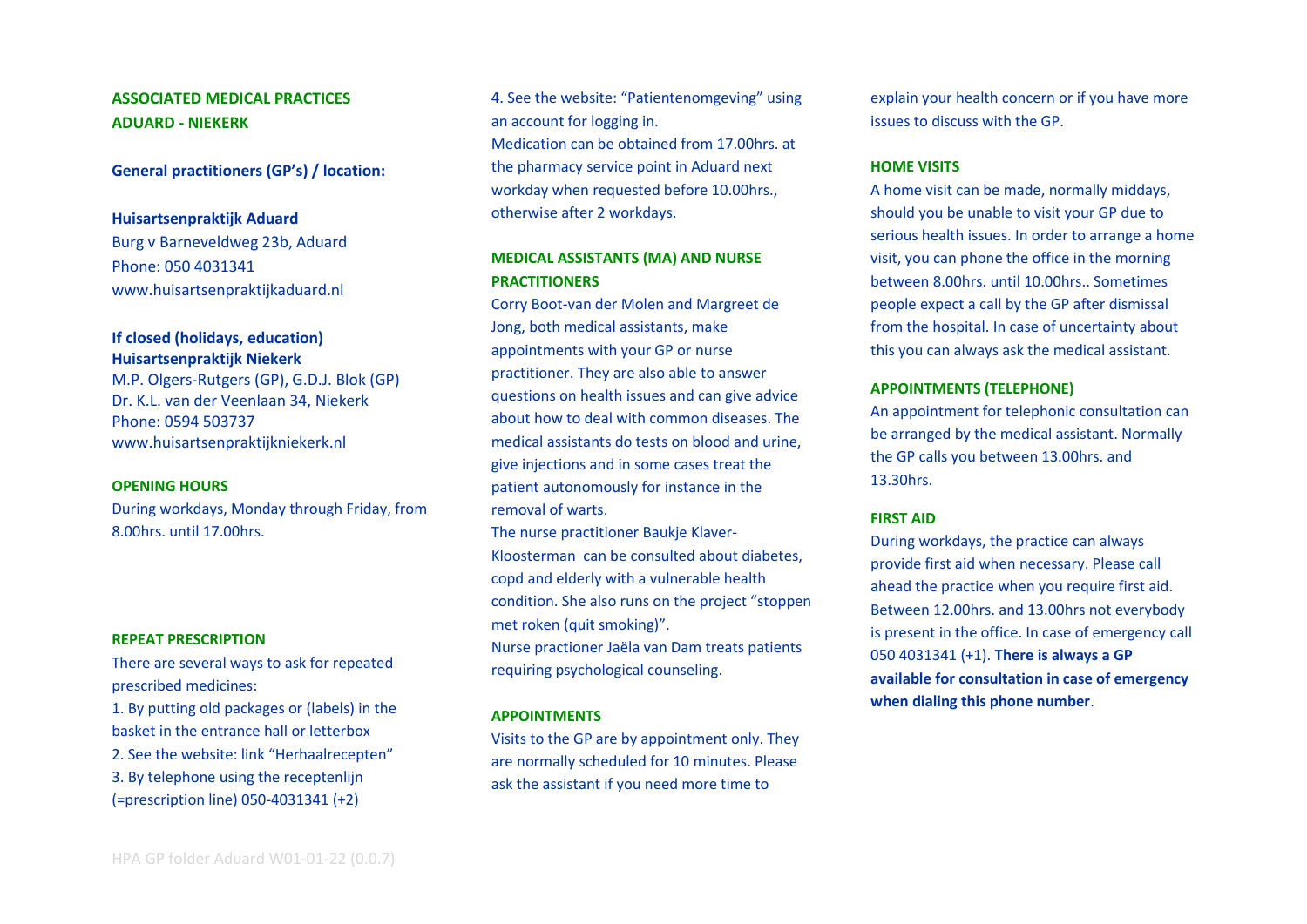## ASSOCIATED MEDICAL PRACTICES ADUARD - NIEKERK

**General practitioners (GP's) / location:**

**Huisartsenpraktijk Aduard**
Burg v Barneveldweg 23b, Aduard
Phone: 050 4031341
www.huisartsenpraktijkaduard.nl

**If closed (holidays, education)**
**Huisartsenpraktijk Niekerk**
M.P. Olgers-Rutgers (GP), G.D.J. Blok (GP)
Dr. K.L. van der Veenlaan 34, Niekerk
Phone: 0594 503737
www.huisartsenpraktijkniekerk.nl

### OPENING HOURS

During workdays, Monday through Friday, from 8.00hrs. until 17.00hrs.

### REPEAT PRESCRIPTION

There are several ways to ask for repeated prescribed medicines:

1. By putting old packages or (labels) in the basket in the entrance hall or letterbox
2. See the website: link "Herhaalrecepten"
3. By telephone using the receptenlijn (=prescription line) 050-4031341 (+2)
4. See the website: "Patientenomgeving" using an account for logging in.

Medication can be obtained from 17.00hrs. at the pharmacy service point in Aduard next workday when requested before 10.00hrs., otherwise after 2 workdays.

### MEDICAL ASSISTANTS (MA) AND NURSE PRACTITIONERS

Corry Boot-van der Molen and Margreet de Jong, both medical assistants, make appointments with your GP or nurse practitioner. They are also able to answer questions on health issues and can give advice about how to deal with common diseases. The medical assistants do tests on blood and urine, give injections and in some cases treat the patient autonomously for instance in the removal of warts.

The nurse practitioner Baukje Klaver-Kloosterman can be consulted about diabetes, copd and elderly with a vulnerable health condition. She also runs on the project "stoppen met roken (quit smoking)".

Nurse practioner Jaëla van Dam treats patients requiring psychological counseling.

### APPOINTMENTS

Visits to the GP are by appointment only. They are normally scheduled for 10 minutes. Please ask the assistant if you need more time to explain your health concern or if you have more issues to discuss with the GP.

### HOME VISITS

A home visit can be made, normally middays, should you be unable to visit your GP due to serious health issues. In order to arrange a home visit, you can phone the office in the morning between 8.00hrs. until 10.00hrs.. Sometimes people expect a call by the GP after dismissal from the hospital. In case of uncertainty about this you can always ask the medical assistant.

### APPOINTMENTS (TELEPHONE)

An appointment for telephonic consultation can be arranged by the medical assistant. Normally the GP calls you between 13.00hrs. and 13.30hrs.

### FIRST AID

During workdays, the practice can always provide first aid when necessary. Please call ahead the practice when you require first aid. Between 12.00hrs. and 13.00hrs not everybody is present in the office. In case of emergency call 050 4031341 (+1). **There is always a GP available for consultation in case of emergency when dialing this phone number**.

HPA GP folder Aduard W01-01-22 (0.0.7)